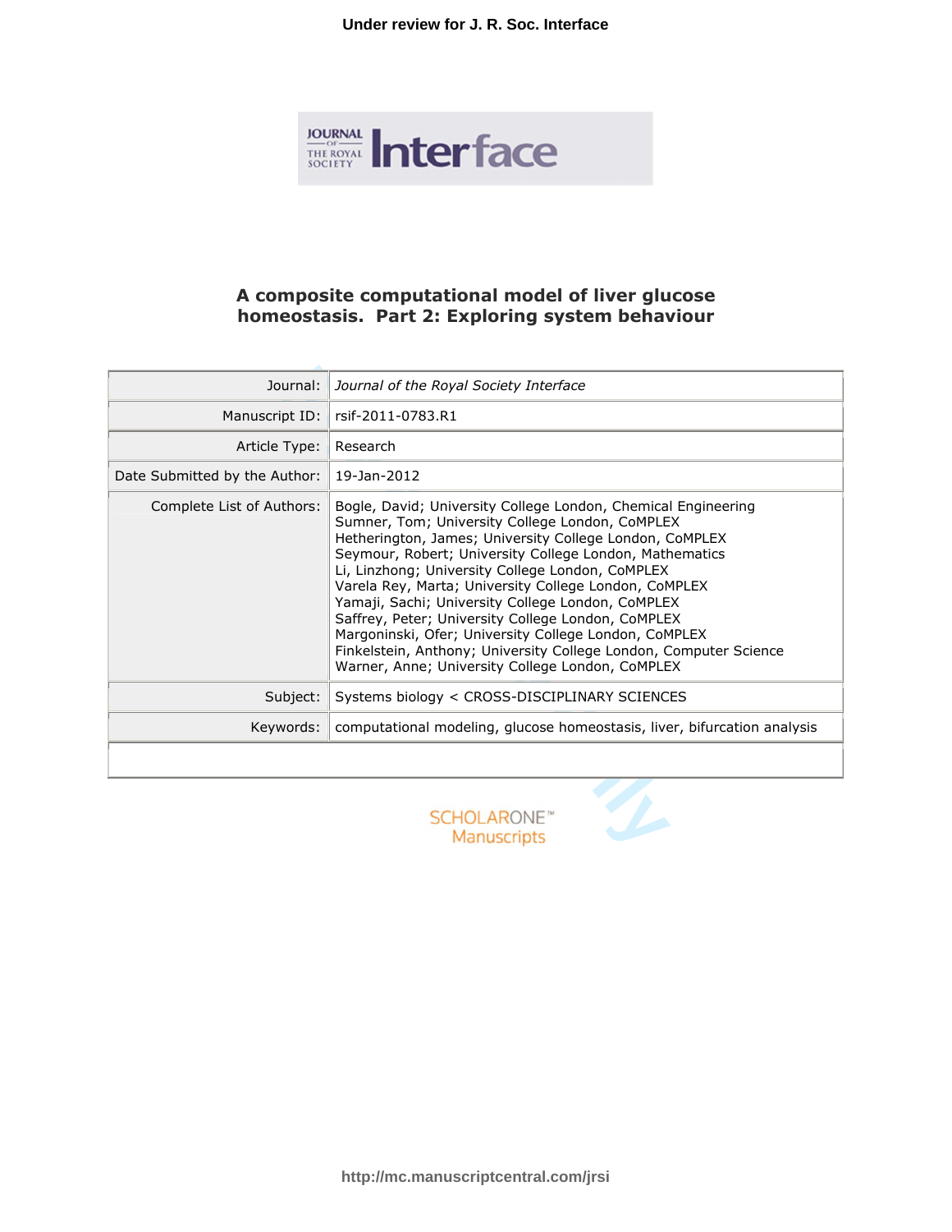# A composite computational model of liver glucose homeostasis. Part 2: Exploring system behaviour

| | |
|---|---|
| Journal: | *Journal of the Royal Society Interface* |
| Manuscript ID: | rsif-2011-0783.R1 |
| Article Type: | Research |
| Date Submitted by the Author: | 19-Jan-2012 |
| Complete List of Authors: | Bogle, David; University College London, Chemical Engineering<br>Sumner, Tom; University College London, CoMPLEX<br>Hetherington, James; University College London, CoMPLEX<br>Seymour, Robert; University College London, Mathematics<br>Li, Linzhong; University College London, CoMPLEX<br>Varela Rey, Marta; University College London, CoMPLEX<br>Yamaji, Sachi; University College London, CoMPLEX<br>Saffrey, Peter; University College London, CoMPLEX<br>Margoninski, Ofer; University College London, CoMPLEX<br>Finkelstein, Anthony; University College London, Computer Science<br>Warner, Anne; University College London, CoMPLEX |
| Subject: | Systems biology < CROSS-DISCIPLINARY SCIENCES |
| Keywords: | computational modeling, glucose homeostasis, liver, bifurcation analysis |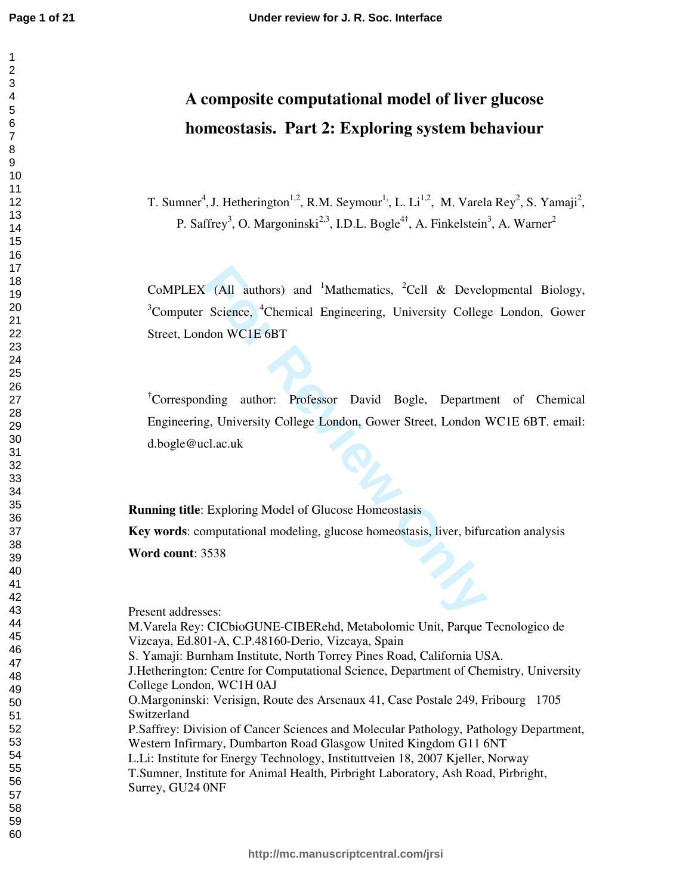# A composite computational model of liver glucose homeostasis. Part 2: Exploring system behaviour

T. Sumner[4], J. Hetherington[1,2], R.M. Seymour[1,], L. Li[1,2], M. Varela Rey[2], S. Yamaji[2], P. Saffrey[3], O. Margoninski[2,3], I.D.L. Bogle[4†], A. Finkelstein[3], A. Warner[2]

CoMPLEX (All authors) and [1]Mathematics, [2]Cell & Developmental Biology, [3]Computer Science, [4]Chemical Engineering, University College London, Gower Street, London WC1E 6BT

[†]Corresponding author: Professor David Bogle, Department of Chemical Engineering, University College London, Gower Street, London WC1E 6BT. email: d.bogle@ucl.ac.uk

**Running title**: Exploring Model of Glucose Homeostasis

**Key words**: computational modeling, glucose homeostasis, liver, bifurcation analysis

**Word count**: 3538

Present addresses:
M.Varela Rey: CICbioGUNE-CIBERehd, Metabolomic Unit, Parque Tecnologico de Vizcaya, Ed.801-A, C.P.48160-Derio, Vizcaya, Spain
S. Yamaji: Burnham Institute, North Torrey Pines Road, California USA.
J.Hetherington: Centre for Computational Science, Department of Chemistry, University College London, WC1H 0AJ
O.Margoninski: Verisign, Route des Arsenaux 41, Case Postale 249, Fribourg 1705 Switzerland
P.Saffrey: Division of Cancer Sciences and Molecular Pathology, Pathology Department, Western Infirmary, Dumbarton Road Glasgow United Kingdom G11 6NT
L.Li: Institute for Energy Technology, Instituttveien 18, 2007 Kjeller, Norway
T.Sumner, Institute for Animal Health, Pirbright Laboratory, Ash Road, Pirbright, Surrey, GU24 0NF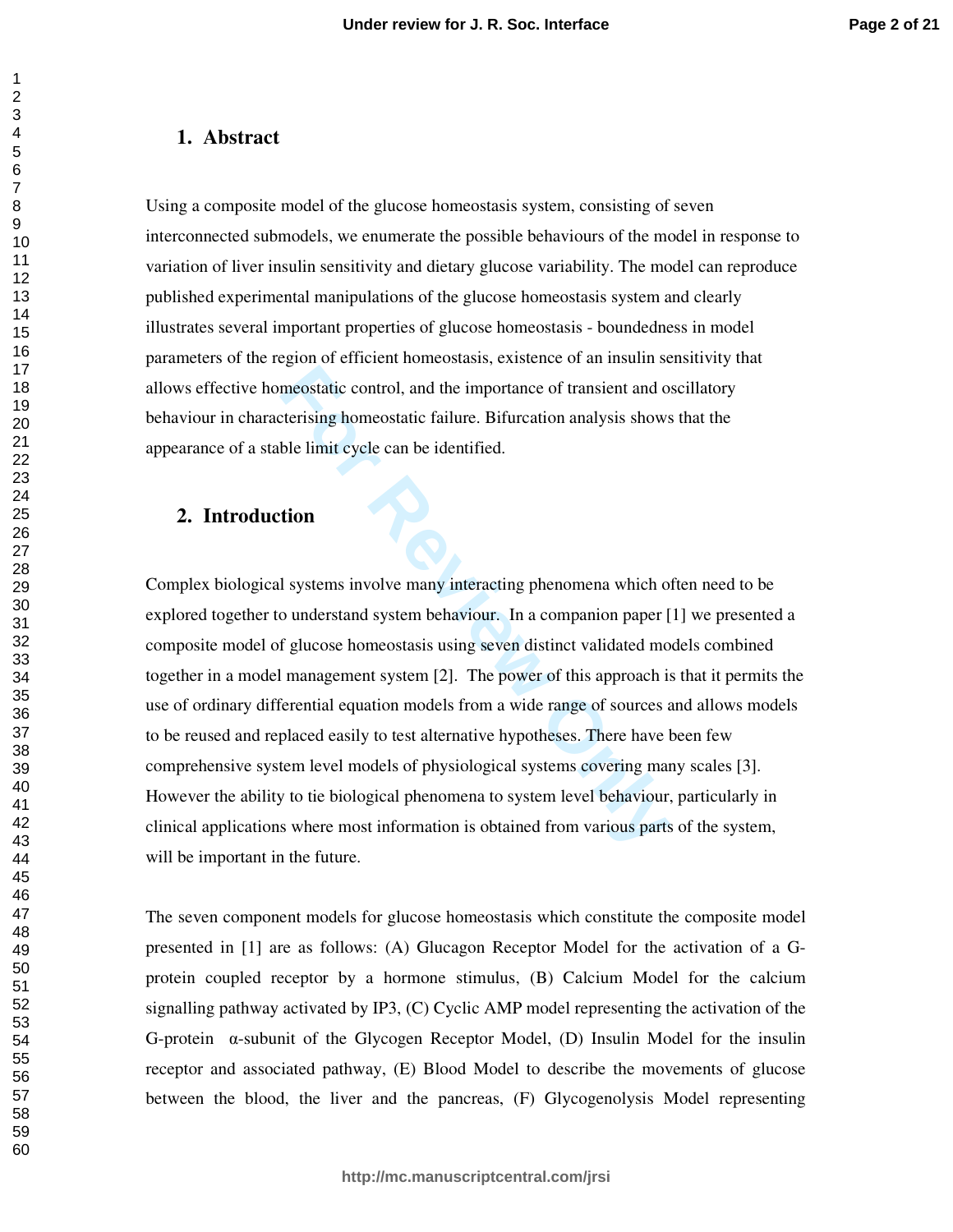## 1. Abstract

Using a composite model of the glucose homeostasis system, consisting of seven interconnected submodels, we enumerate the possible behaviours of the model in response to variation of liver insulin sensitivity and dietary glucose variability. The model can reproduce published experimental manipulations of the glucose homeostasis system and clearly illustrates several important properties of glucose homeostasis - boundedness in model parameters of the region of efficient homeostasis, existence of an insulin sensitivity that allows effective homeostatic control, and the importance of transient and oscillatory behaviour in characterising homeostatic failure. Bifurcation analysis shows that the appearance of a stable limit cycle can be identified.

## 2. Introduction

Complex biological systems involve many interacting phenomena which often need to be explored together to understand system behaviour. In a companion paper [1] we presented a composite model of glucose homeostasis using seven distinct validated models combined together in a model management system [2]. The power of this approach is that it permits the use of ordinary differential equation models from a wide range of sources and allows models to be reused and replaced easily to test alternative hypotheses. There have been few comprehensive system level models of physiological systems covering many scales [3]. However the ability to tie biological phenomena to system level behaviour, particularly in clinical applications where most information is obtained from various parts of the system, will be important in the future.

The seven component models for glucose homeostasis which constitute the composite model presented in [1] are as follows: (A) Glucagon Receptor Model for the activation of a G-protein coupled receptor by a hormone stimulus, (B) Calcium Model for the calcium signalling pathway activated by IP3, (C) Cyclic AMP model representing the activation of the G-protein α-subunit of the Glycogen Receptor Model, (D) Insulin Model for the insulin receptor and associated pathway, (E) Blood Model to describe the movements of glucose between the blood, the liver and the pancreas, (F) Glycogenolysis Model representing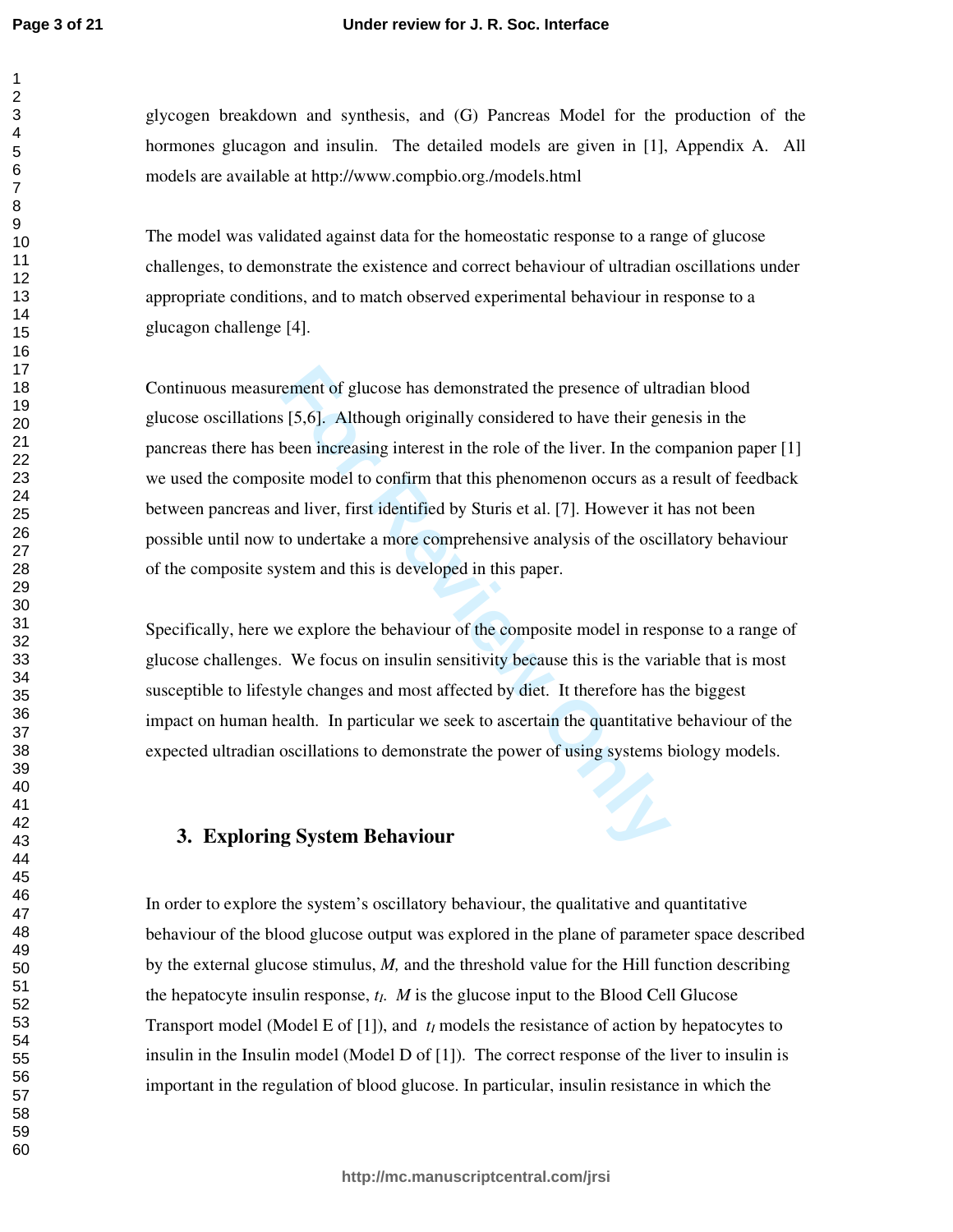glycogen breakdown and synthesis, and (G) Pancreas Model for the production of the hormones glucagon and insulin. The detailed models are given in [1], Appendix A. All models are available at http://www.compbio.org./models.html

The model was validated against data for the homeostatic response to a range of glucose challenges, to demonstrate the existence and correct behaviour of ultradian oscillations under appropriate conditions, and to match observed experimental behaviour in response to a glucagon challenge [4].

Continuous measurement of glucose has demonstrated the presence of ultradian blood glucose oscillations [5,6]. Although originally considered to have their genesis in the pancreas there has been increasing interest in the role of the liver. In the companion paper [1] we used the composite model to confirm that this phenomenon occurs as a result of feedback between pancreas and liver, first identified by Sturis et al. [7]. However it has not been possible until now to undertake a more comprehensive analysis of the oscillatory behaviour of the composite system and this is developed in this paper.

Specifically, here we explore the behaviour of the composite model in response to a range of glucose challenges. We focus on insulin sensitivity because this is the variable that is most susceptible to lifestyle changes and most affected by diet. It therefore has the biggest impact on human health. In particular we seek to ascertain the quantitative behaviour of the expected ultradian oscillations to demonstrate the power of using systems biology models.

## 3. Exploring System Behaviour

In order to explore the system's oscillatory behaviour, the qualitative and quantitative behaviour of the blood glucose output was explored in the plane of parameter space described by the external glucose stimulus, $M$, and the threshold value for the Hill function describing the hepatocyte insulin response, $t_I$. $M$ is the glucose input to the Blood Cell Glucose Transport model (Model E of [1]), and $t_I$ models the resistance of action by hepatocytes to insulin in the Insulin model (Model D of [1]). The correct response of the liver to insulin is important in the regulation of blood glucose. In particular, insulin resistance in which the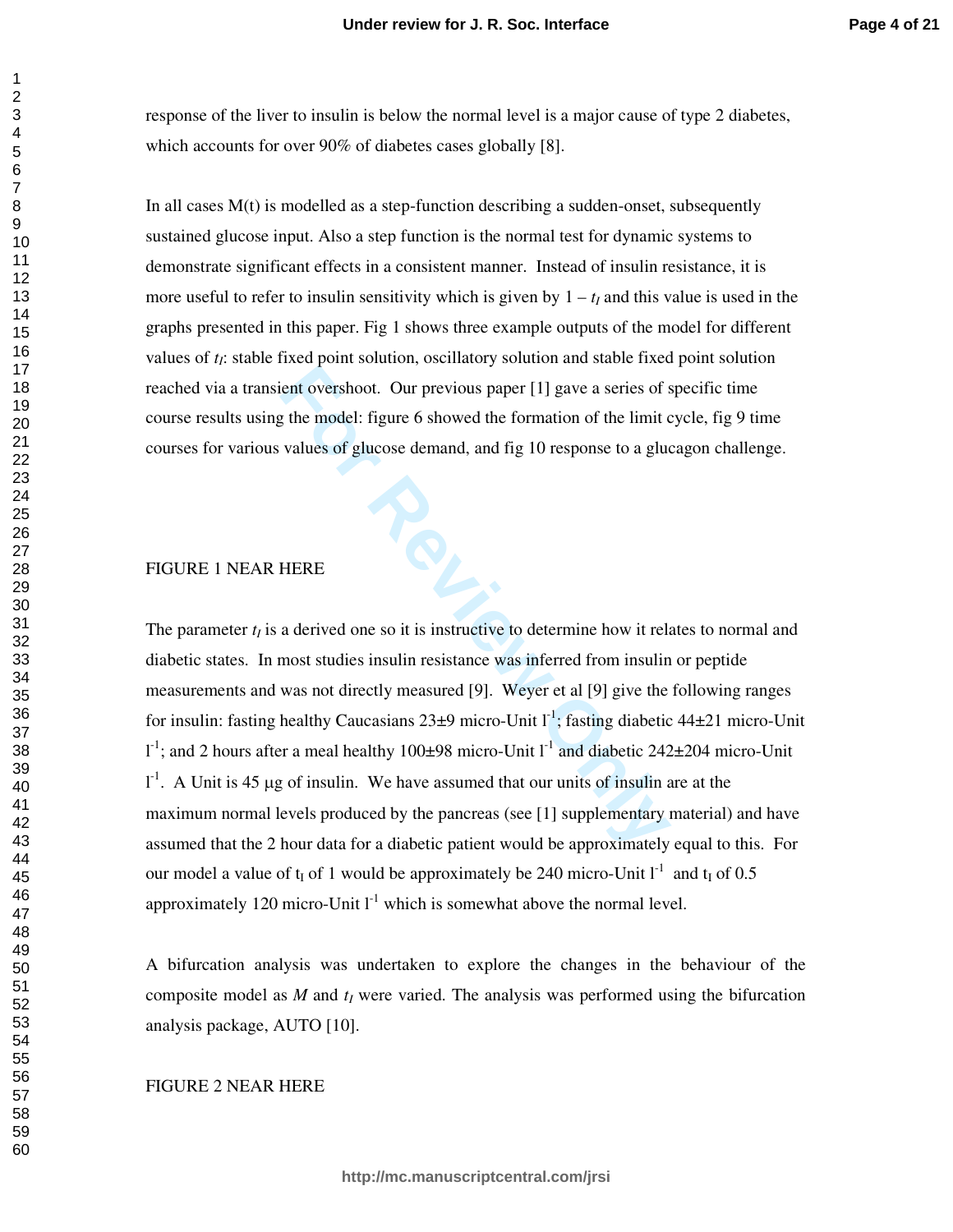response of the liver to insulin is below the normal level is a major cause of type 2 diabetes, which accounts for over 90% of diabetes cases globally [8].

In all cases M(t) is modelled as a step-function describing a sudden-onset, subsequently sustained glucose input. Also a step function is the normal test for dynamic systems to demonstrate significant effects in a consistent manner. Instead of insulin resistance, it is more useful to refer to insulin sensitivity which is given by $1 - t_I$ and this value is used in the graphs presented in this paper. Fig 1 shows three example outputs of the model for different values of $t_I$: stable fixed point solution, oscillatory solution and stable fixed point solution reached via a transient overshoot. Our previous paper [1] gave a series of specific time course results using the model: figure 6 showed the formation of the limit cycle, fig 9 time courses for various values of glucose demand, and fig 10 response to a glucagon challenge.

FIGURE 1 NEAR HERE

The parameter $t_I$ is a derived one so it is instructive to determine how it relates to normal and diabetic states. In most studies insulin resistance was inferred from insulin or peptide measurements and was not directly measured [9]. Weyer et al [9] give the following ranges for insulin: fasting healthy Caucasians 23±9 micro-Unit $l^{-1}$; fasting diabetic 44±21 micro-Unit $l^{-1}$; and 2 hours after a meal healthy 100±98 micro-Unit $l^{-1}$ and diabetic 242±204 micro-Unit $l^{-1}$. A Unit is 45 μg of insulin. We have assumed that our units of insulin are at the maximum normal levels produced by the pancreas (see [1] supplementary material) and have assumed that the 2 hour data for a diabetic patient would be approximately equal to this. For our model a value of $t_I$ of 1 would be approximately be 240 micro-Unit $l^{-1}$ and $t_I$ of 0.5 approximately 120 micro-Unit $l^{-1}$ which is somewhat above the normal level.

A bifurcation analysis was undertaken to explore the changes in the behaviour of the composite model as $M$ and $t_I$ were varied. The analysis was performed using the bifurcation analysis package, AUTO [10].

FIGURE 2 NEAR HERE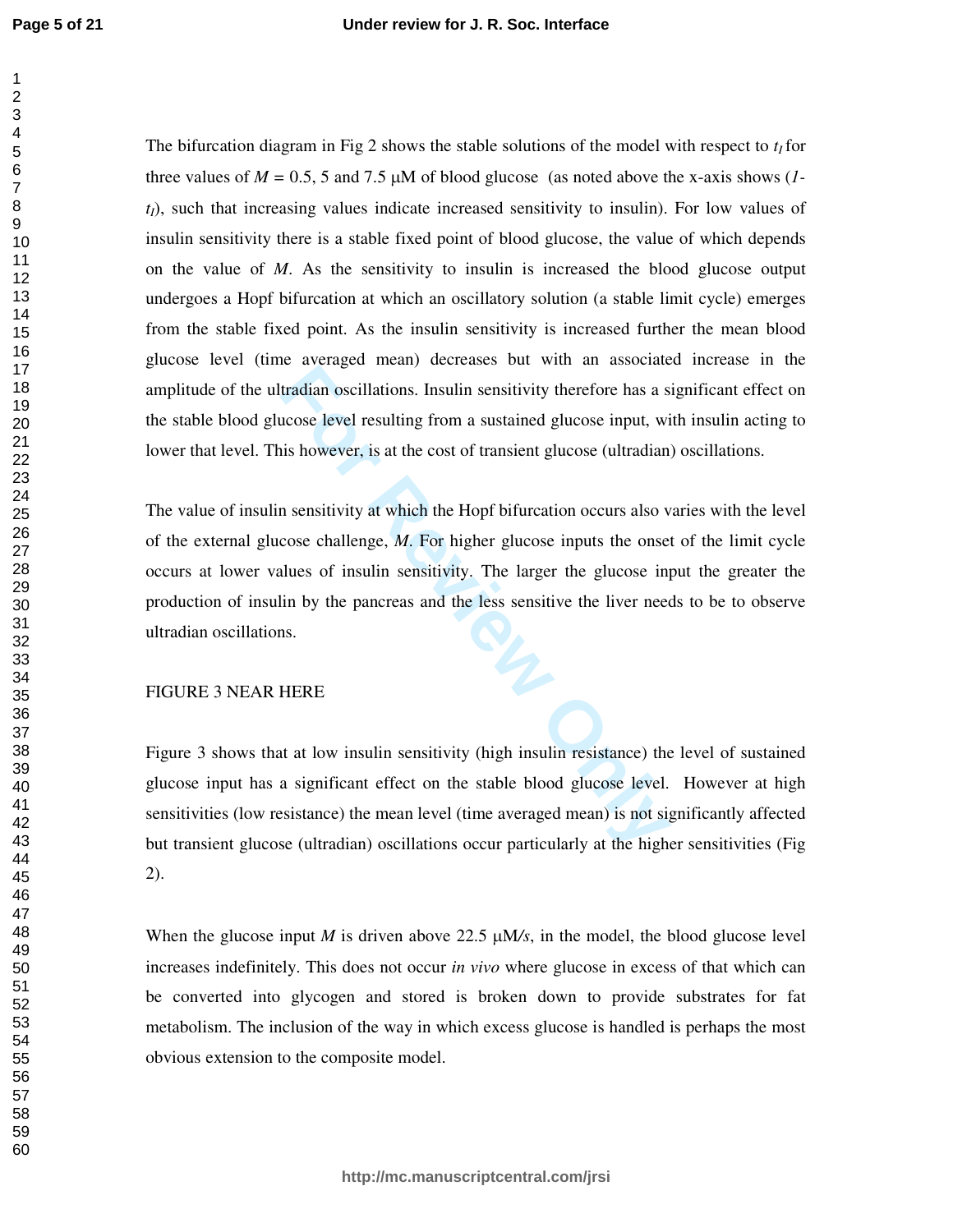The bifurcation diagram in Fig 2 shows the stable solutions of the model with respect to $t_I$ for three values of $M$ = 0.5, 5 and 7.5 μM of blood glucose (as noted above the x-axis shows ($1-t_I$), such that increasing values indicate increased sensitivity to insulin). For low values of insulin sensitivity there is a stable fixed point of blood glucose, the value of which depends on the value of $M$. As the sensitivity to insulin is increased the blood glucose output undergoes a Hopf bifurcation at which an oscillatory solution (a stable limit cycle) emerges from the stable fixed point. As the insulin sensitivity is increased further the mean blood glucose level (time averaged mean) decreases but with an associated increase in the amplitude of the ultradian oscillations. Insulin sensitivity therefore has a significant effect on the stable blood glucose level resulting from a sustained glucose input, with insulin acting to lower that level. This however, is at the cost of transient glucose (ultradian) oscillations.

The value of insulin sensitivity at which the Hopf bifurcation occurs also varies with the level of the external glucose challenge, $M$. For higher glucose inputs the onset of the limit cycle occurs at lower values of insulin sensitivity. The larger the glucose input the greater the production of insulin by the pancreas and the less sensitive the liver needs to be to observe ultradian oscillations.

FIGURE 3 NEAR HERE

Figure 3 shows that at low insulin sensitivity (high insulin resistance) the level of sustained glucose input has a significant effect on the stable blood glucose level. However at high sensitivities (low resistance) the mean level (time averaged mean) is not significantly affected but transient glucose (ultradian) oscillations occur particularly at the higher sensitivities (Fig 2).

When the glucose input $M$ is driven above 22.5 μM/*s*, in the model, the blood glucose level increases indefinitely. This does not occur *in vivo* where glucose in excess of that which can be converted into glycogen and stored is broken down to provide substrates for fat metabolism. The inclusion of the way in which excess glucose is handled is perhaps the most obvious extension to the composite model.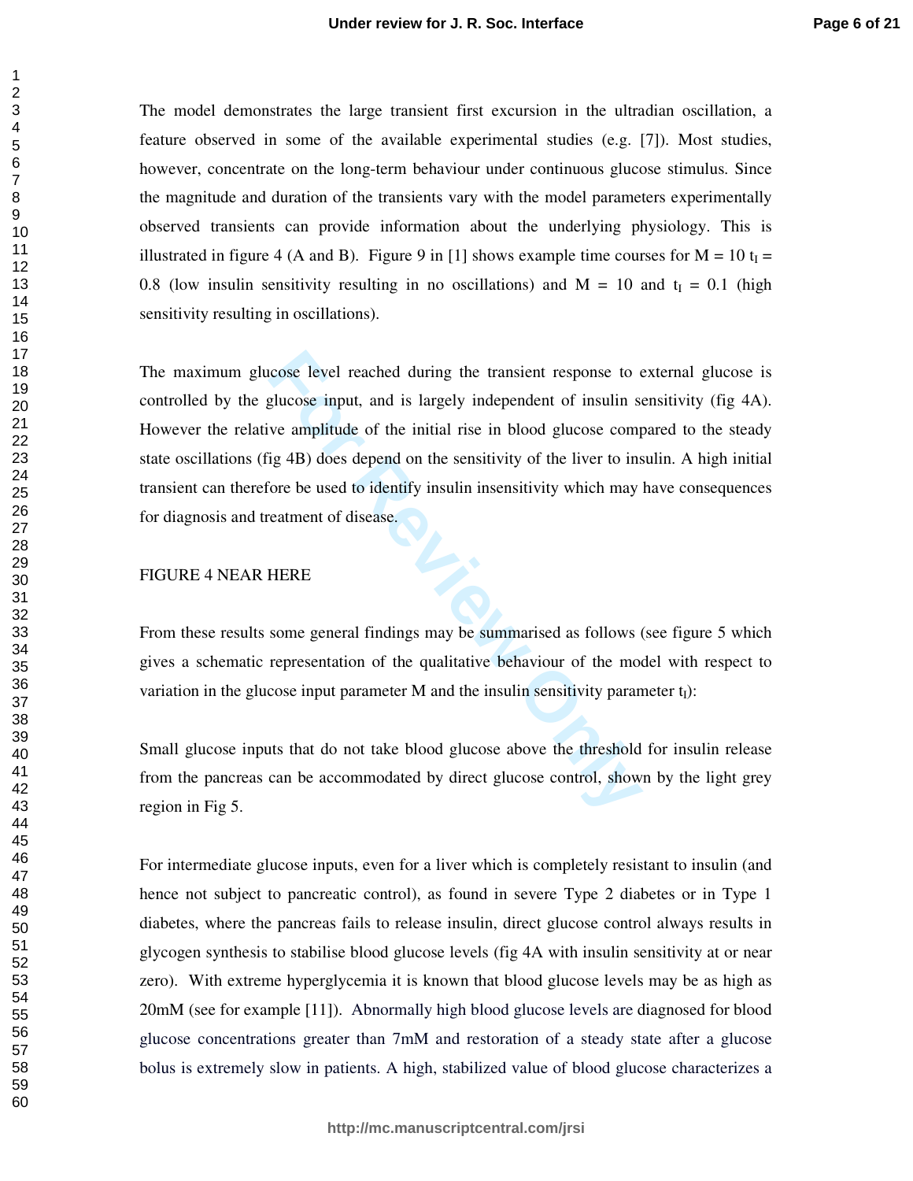The model demonstrates the large transient first excursion in the ultradian oscillation, a feature observed in some of the available experimental studies (e.g. [7]). Most studies, however, concentrate on the long-term behaviour under continuous glucose stimulus. Since the magnitude and duration of the transients vary with the model parameters experimentally observed transients can provide information about the underlying physiology. This is illustrated in figure 4 (A and B). Figure 9 in [1] shows example time courses for M = 10 $t_I$ = 0.8 (low insulin sensitivity resulting in no oscillations) and M = 10 and $t_I$ = 0.1 (high sensitivity resulting in oscillations).

The maximum glucose level reached during the transient response to external glucose is controlled by the glucose input, and is largely independent of insulin sensitivity (fig 4A). However the relative amplitude of the initial rise in blood glucose compared to the steady state oscillations (fig 4B) does depend on the sensitivity of the liver to insulin. A high initial transient can therefore be used to identify insulin insensitivity which may have consequences for diagnosis and treatment of disease.

FIGURE 4 NEAR HERE

From these results some general findings may be summarised as follows (see figure 5 which gives a schematic representation of the qualitative behaviour of the model with respect to variation in the glucose input parameter M and the insulin sensitivity parameter $t_I$):

Small glucose inputs that do not take blood glucose above the threshold for insulin release from the pancreas can be accommodated by direct glucose control, shown by the light grey region in Fig 5.

For intermediate glucose inputs, even for a liver which is completely resistant to insulin (and hence not subject to pancreatic control), as found in severe Type 2 diabetes or in Type 1 diabetes, where the pancreas fails to release insulin, direct glucose control always results in glycogen synthesis to stabilise blood glucose levels (fig 4A with insulin sensitivity at or near zero). With extreme hyperglycemia it is known that blood glucose levels may be as high as 20mM (see for example [11]). Abnormally high blood glucose levels are diagnosed for blood glucose concentrations greater than 7mM and restoration of a steady state after a glucose bolus is extremely slow in patients. A high, stabilized value of blood glucose characterizes a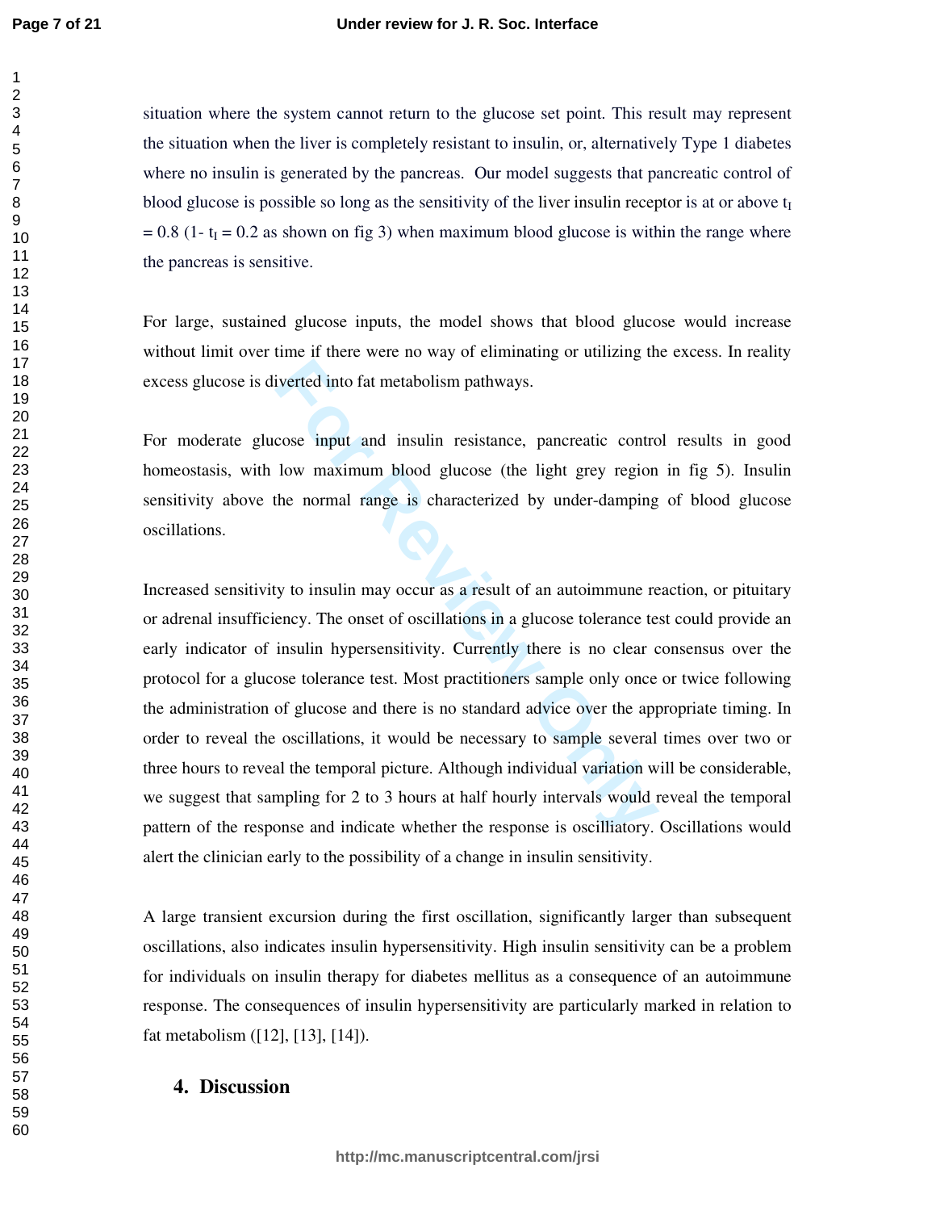situation where the system cannot return to the glucose set point. This result may represent the situation when the liver is completely resistant to insulin, or, alternatively Type 1 diabetes where no insulin is generated by the pancreas. Our model suggests that pancreatic control of blood glucose is possible so long as the sensitivity of the liver insulin receptor is at or above $t_I = 0.8$ ($1- t_I = 0.2$ as shown on fig 3) when maximum blood glucose is within the range where the pancreas is sensitive.

For large, sustained glucose inputs, the model shows that blood glucose would increase without limit over time if there were no way of eliminating or utilizing the excess. In reality excess glucose is diverted into fat metabolism pathways.

For moderate glucose input and insulin resistance, pancreatic control results in good homeostasis, with low maximum blood glucose (the light grey region in fig 5). Insulin sensitivity above the normal range is characterized by under-damping of blood glucose oscillations.

Increased sensitivity to insulin may occur as a result of an autoimmune reaction, or pituitary or adrenal insufficiency. The onset of oscillations in a glucose tolerance test could provide an early indicator of insulin hypersensitivity. Currently there is no clear consensus over the protocol for a glucose tolerance test. Most practitioners sample only once or twice following the administration of glucose and there is no standard advice over the appropriate timing. In order to reveal the oscillations, it would be necessary to sample several times over two or three hours to reveal the temporal picture. Although individual variation will be considerable, we suggest that sampling for 2 to 3 hours at half hourly intervals would reveal the temporal pattern of the response and indicate whether the response is oscilliatory. Oscillations would alert the clinician early to the possibility of a change in insulin sensitivity.

A large transient excursion during the first oscillation, significantly larger than subsequent oscillations, also indicates insulin hypersensitivity. High insulin sensitivity can be a problem for individuals on insulin therapy for diabetes mellitus as a consequence of an autoimmune response. The consequences of insulin hypersensitivity are particularly marked in relation to fat metabolism ([12], [13], [14]).

## 4. Discussion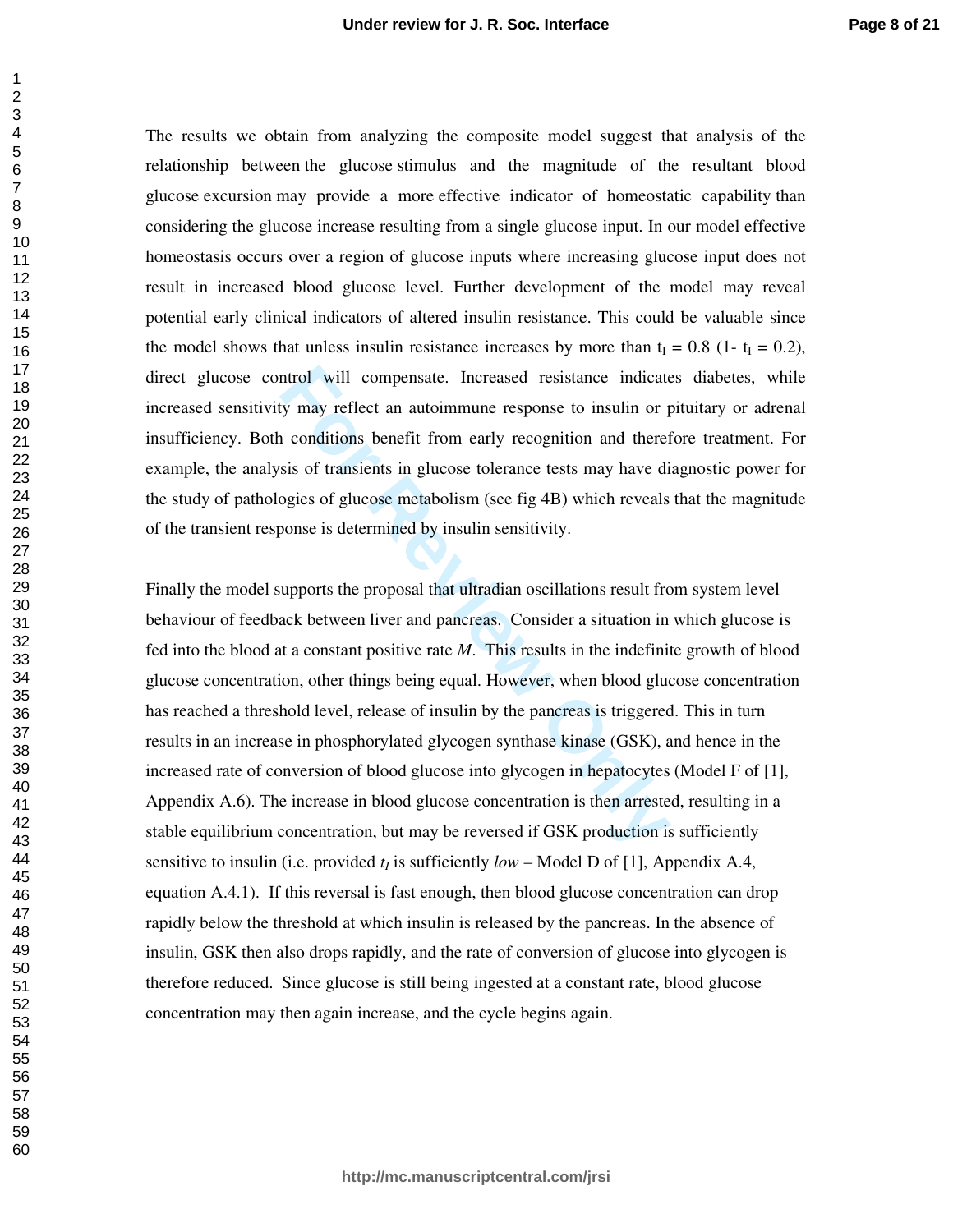The results we obtain from analyzing the composite model suggest that analysis of the relationship between the glucose stimulus and the magnitude of the resultant blood glucose excursion may provide a more effective indicator of homeostatic capability than considering the glucose increase resulting from a single glucose input. In our model effective homeostasis occurs over a region of glucose inputs where increasing glucose input does not result in increased blood glucose level. Further development of the model may reveal potential early clinical indicators of altered insulin resistance. This could be valuable since the model shows that unless insulin resistance increases by more than $t_I = 0.8$ ($1 - t_I = 0.2$), direct glucose control will compensate. Increased resistance indicates diabetes, while increased sensitivity may reflect an autoimmune response to insulin or pituitary or adrenal insufficiency. Both conditions benefit from early recognition and therefore treatment. For example, the analysis of transients in glucose tolerance tests may have diagnostic power for the study of pathologies of glucose metabolism (see fig 4B) which reveals that the magnitude of the transient response is determined by insulin sensitivity.

Finally the model supports the proposal that ultradian oscillations result from system level behaviour of feedback between liver and pancreas. Consider a situation in which glucose is fed into the blood at a constant positive rate $M$. This results in the indefinite growth of blood glucose concentration, other things being equal. However, when blood glucose concentration has reached a threshold level, release of insulin by the pancreas is triggered. This in turn results in an increase in phosphorylated glycogen synthase kinase (GSK), and hence in the increased rate of conversion of blood glucose into glycogen in hepatocytes (Model F of [1], Appendix A.6). The increase in blood glucose concentration is then arrested, resulting in a stable equilibrium concentration, but may be reversed if GSK production is sufficiently sensitive to insulin (i.e. provided $t_I$ is sufficiently *low* – Model D of [1], Appendix A.4, equation A.4.1). If this reversal is fast enough, then blood glucose concentration can drop rapidly below the threshold at which insulin is released by the pancreas. In the absence of insulin, GSK then also drops rapidly, and the rate of conversion of glucose into glycogen is therefore reduced. Since glucose is still being ingested at a constant rate, blood glucose concentration may then again increase, and the cycle begins again.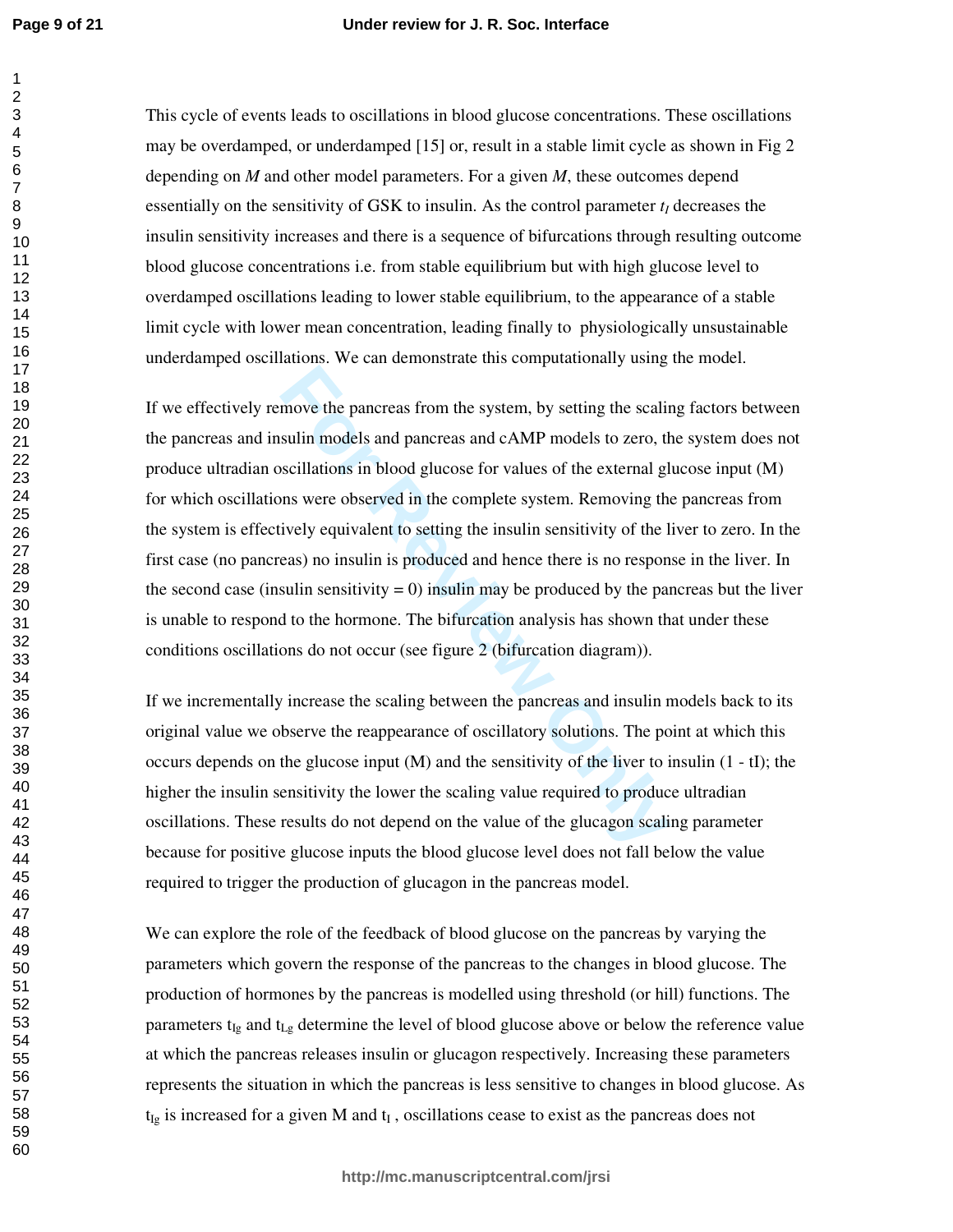This cycle of events leads to oscillations in blood glucose concentrations. These oscillations may be overdamped, or underdamped [15] or, result in a stable limit cycle as shown in Fig 2 depending on *M* and other model parameters. For a given *M*, these outcomes depend essentially on the sensitivity of GSK to insulin. As the control parameter $t_I$ decreases the insulin sensitivity increases and there is a sequence of bifurcations through resulting outcome blood glucose concentrations i.e. from stable equilibrium but with high glucose level to overdamped oscillations leading to lower stable equilibrium, to the appearance of a stable limit cycle with lower mean concentration, leading finally to physiologically unsustainable underdamped oscillations. We can demonstrate this computationally using the model.

If we effectively remove the pancreas from the system, by setting the scaling factors between the pancreas and insulin models and pancreas and cAMP models to zero, the system does not produce ultradian oscillations in blood glucose for values of the external glucose input (M) for which oscillations were observed in the complete system. Removing the pancreas from the system is effectively equivalent to setting the insulin sensitivity of the liver to zero. In the first case (no pancreas) no insulin is produced and hence there is no response in the liver. In the second case (insulin sensitivity = 0) insulin may be produced by the pancreas but the liver is unable to respond to the hormone. The bifurcation analysis has shown that under these conditions oscillations do not occur (see figure 2 (bifurcation diagram)).

If we incrementally increase the scaling between the pancreas and insulin models back to its original value we observe the reappearance of oscillatory solutions. The point at which this occurs depends on the glucose input (M) and the sensitivity of the liver to insulin (1 - tI); the higher the insulin sensitivity the lower the scaling value required to produce ultradian oscillations. These results do not depend on the value of the glucagon scaling parameter because for positive glucose inputs the blood glucose level does not fall below the value required to trigger the production of glucagon in the pancreas model.

We can explore the role of the feedback of blood glucose on the pancreas by varying the parameters which govern the response of the pancreas to the changes in blood glucose. The production of hormones by the pancreas is modelled using threshold (or hill) functions. The parameters $t_{Ig}$ and $t_{Lg}$ determine the level of blood glucose above or below the reference value at which the pancreas releases insulin or glucagon respectively. Increasing these parameters represents the situation in which the pancreas is less sensitive to changes in blood glucose. As $t_{Ig}$ is increased for a given M and $t_I$ , oscillations cease to exist as the pancreas does not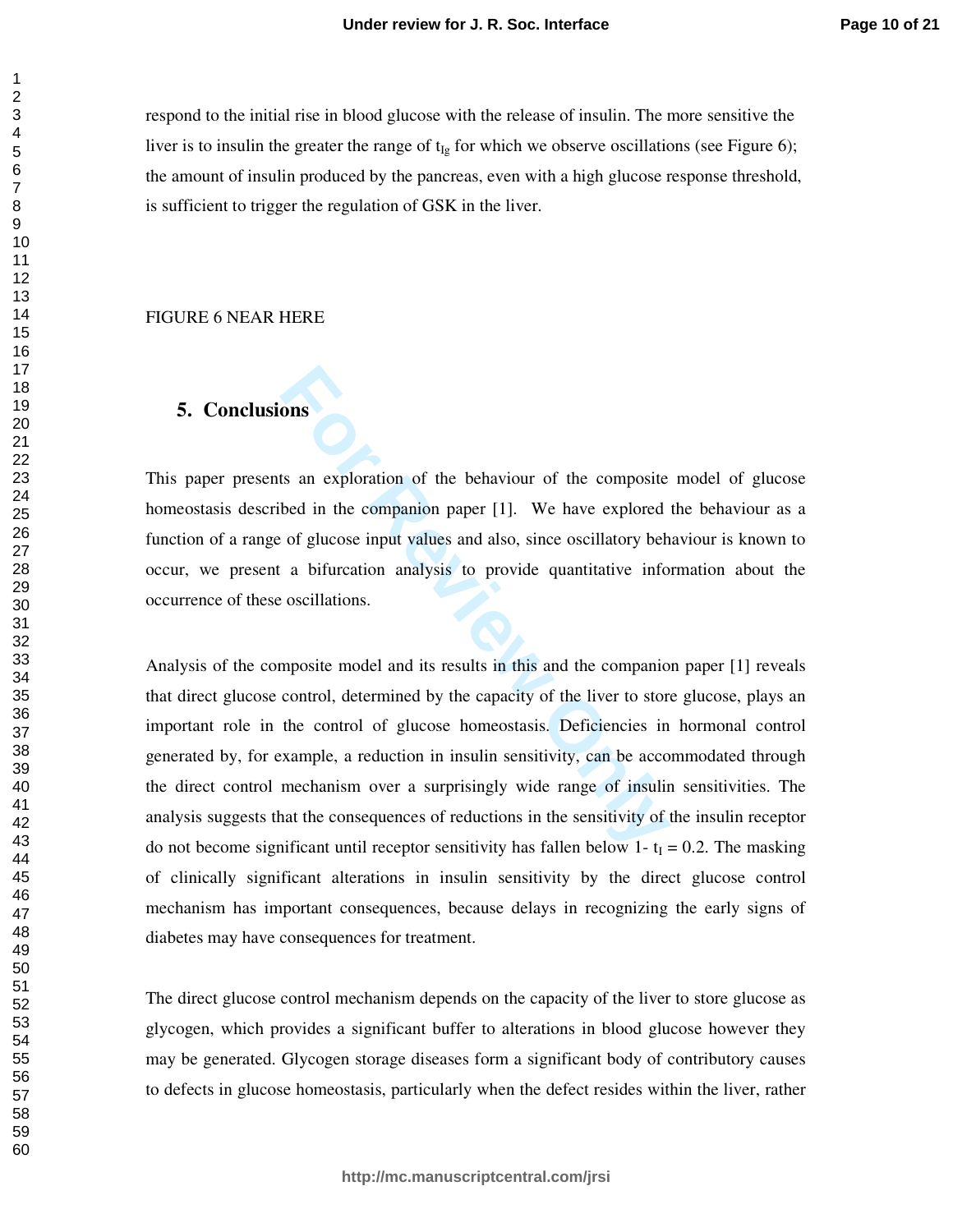respond to the initial rise in blood glucose with the release of insulin. The more sensitive the liver is to insulin the greater the range of $t_{Ig}$ for which we observe oscillations (see Figure 6); the amount of insulin produced by the pancreas, even with a high glucose response threshold, is sufficient to trigger the regulation of GSK in the liver.

FIGURE 6 NEAR HERE

## 5. Conclusions

This paper presents an exploration of the behaviour of the composite model of glucose homeostasis described in the companion paper [1]. We have explored the behaviour as a function of a range of glucose input values and also, since oscillatory behaviour is known to occur, we present a bifurcation analysis to provide quantitative information about the occurrence of these oscillations.

Analysis of the composite model and its results in this and the companion paper [1] reveals that direct glucose control, determined by the capacity of the liver to store glucose, plays an important role in the control of glucose homeostasis. Deficiencies in hormonal control generated by, for example, a reduction in insulin sensitivity, can be accommodated through the direct control mechanism over a surprisingly wide range of insulin sensitivities. The analysis suggests that the consequences of reductions in the sensitivity of the insulin receptor do not become significant until receptor sensitivity has fallen below $1 - t_I = 0.2$. The masking of clinically significant alterations in insulin sensitivity by the direct glucose control mechanism has important consequences, because delays in recognizing the early signs of diabetes may have consequences for treatment.

The direct glucose control mechanism depends on the capacity of the liver to store glucose as glycogen, which provides a significant buffer to alterations in blood glucose however they may be generated. Glycogen storage diseases form a significant body of contributory causes to defects in glucose homeostasis, particularly when the defect resides within the liver, rather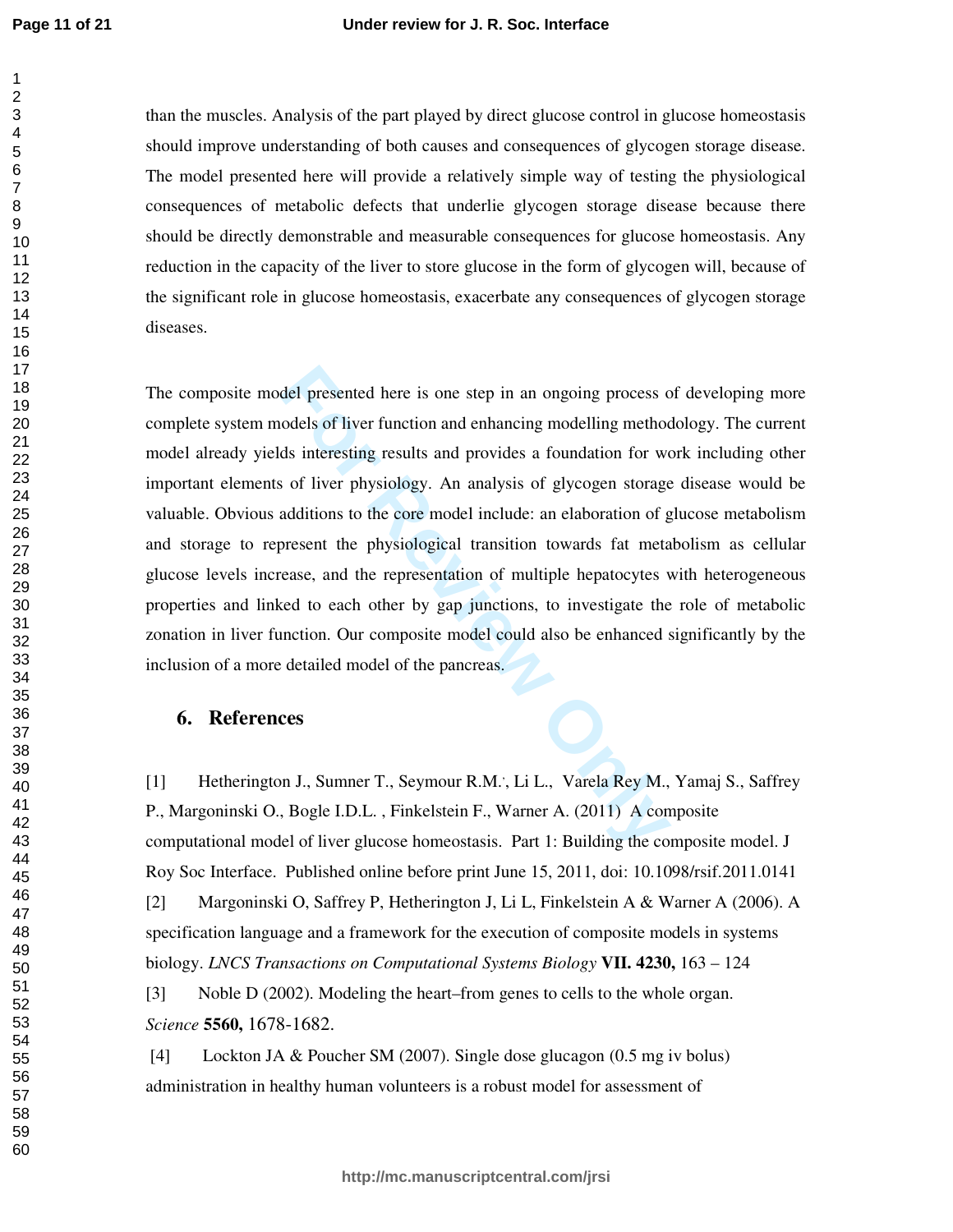than the muscles. Analysis of the part played by direct glucose control in glucose homeostasis should improve understanding of both causes and consequences of glycogen storage disease. The model presented here will provide a relatively simple way of testing the physiological consequences of metabolic defects that underlie glycogen storage disease because there should be directly demonstrable and measurable consequences for glucose homeostasis. Any reduction in the capacity of the liver to store glucose in the form of glycogen will, because of the significant role in glucose homeostasis, exacerbate any consequences of glycogen storage diseases.

The composite model presented here is one step in an ongoing process of developing more complete system models of liver function and enhancing modelling methodology. The current model already yields interesting results and provides a foundation for work including other important elements of liver physiology. An analysis of glycogen storage disease would be valuable. Obvious additions to the core model include: an elaboration of glucose metabolism and storage to represent the physiological transition towards fat metabolism as cellular glucose levels increase, and the representation of multiple hepatocytes with heterogeneous properties and linked to each other by gap junctions, to investigate the role of metabolic zonation in liver function. Our composite model could also be enhanced significantly by the inclusion of a more detailed model of the pancreas.

## 6. References

[1] Hetherington J., Sumner T., Seymour R.M.., Li L., Varela Rey M., Yamaj S., Saffrey P., Margoninski O., Bogle I.D.L. , Finkelstein F., Warner A. (2011) A composite computational model of liver glucose homeostasis. Part 1: Building the composite model. J Roy Soc Interface. Published online before print June 15, 2011, doi: 10.1098/rsif.2011.0141

[2] Margoninski O, Saffrey P, Hetherington J, Li L, Finkelstein A & Warner A (2006). A specification language and a framework for the execution of composite models in systems biology. *LNCS Transactions on Computational Systems Biology* **VII. 4230,** 163 – 124

[3] Noble D (2002). Modeling the heart–from genes to cells to the whole organ. *Science* **5560,** 1678-1682.

[4] Lockton JA & Poucher SM (2007). Single dose glucagon (0.5 mg iv bolus) administration in healthy human volunteers is a robust model for assessment of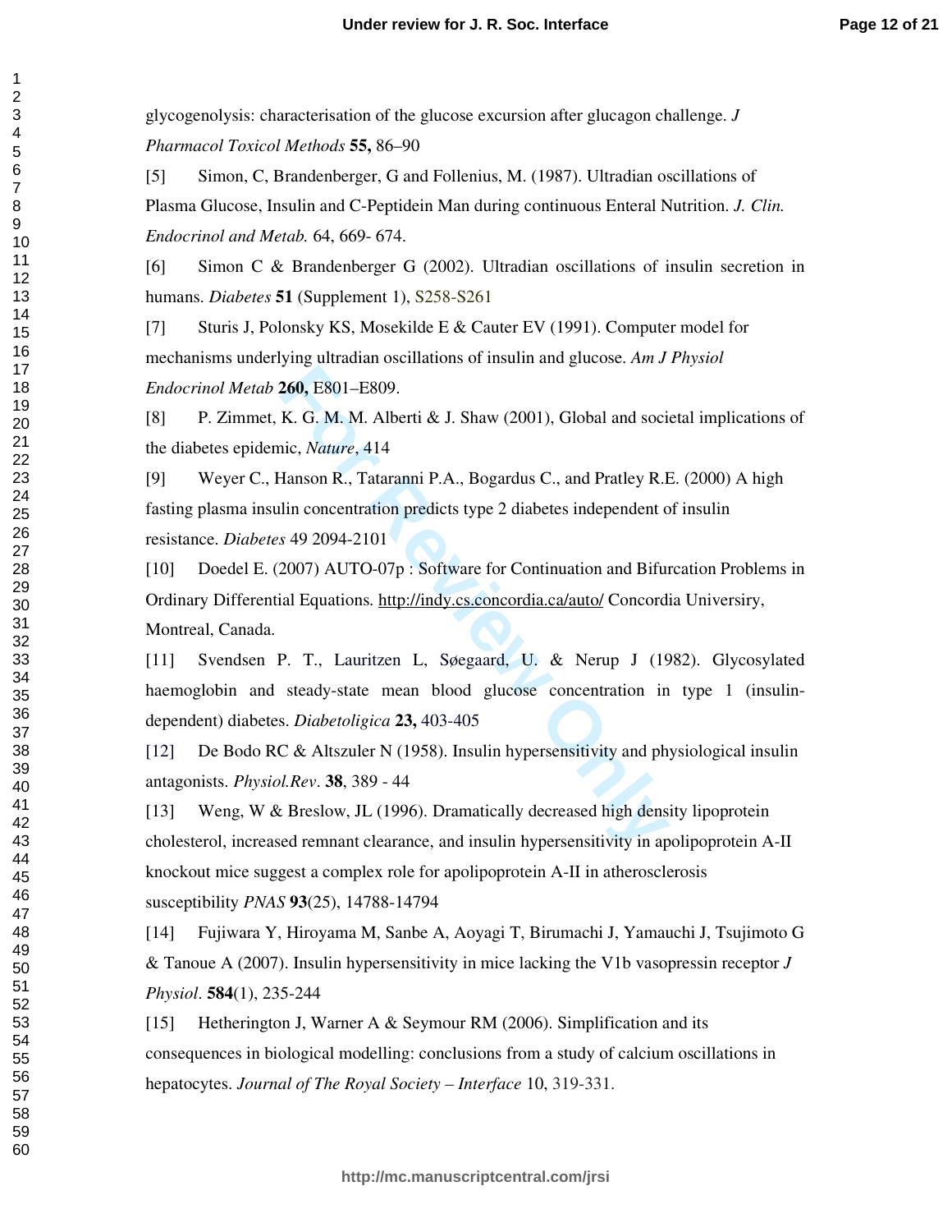glycogenolysis: characterisation of the glucose excursion after glucagon challenge. *J Pharmacol Toxicol Methods* **55,** 86–90

[5] Simon, C, Brandenberger, G and Follenius, M. (1987). Ultradian oscillations of Plasma Glucose, Insulin and C-Peptidein Man during continuous Enteral Nutrition. *J. Clin. Endocrinol and Metab.* 64, 669- 674.

[6] Simon C & Brandenberger G (2002). Ultradian oscillations of insulin secretion in humans. *Diabetes* **51** (Supplement 1), S258-S261

[7] Sturis J, Polonsky KS, Mosekilde E & Cauter EV (1991). Computer model for mechanisms underlying ultradian oscillations of insulin and glucose. *Am J Physiol Endocrinol Metab* **260,** E801–E809.

[8] P. Zimmet, K. G. M. M. Alberti & J. Shaw (2001), Global and societal implications of the diabetes epidemic, *Nature*, 414

[9] Weyer C., Hanson R., Tataranni P.A., Bogardus C., and Pratley R.E. (2000) A high fasting plasma insulin concentration predicts type 2 diabetes independent of insulin resistance. *Diabetes* 49 2094-2101

[10] Doedel E. (2007) AUTO-07p : Software for Continuation and Bifurcation Problems in Ordinary Differential Equations. http://indy.cs.concordia.ca/auto/ Concordia University, Montreal, Canada.

[11] Svendsen P. T., Lauritzen L, Søegaard, U. & Nerup J (1982). Glycosylated haemoglobin and steady-state mean blood glucose concentration in type 1 (insulin-dependent) diabetes. *Diabetoligica* **23,** 403-405

[12] De Bodo RC & Altszuler N (1958). Insulin hypersensitivity and physiological insulin antagonists. *Physiol.Rev*. **38**, 389 - 44

[13] Weng, W & Breslow, JL (1996). Dramatically decreased high density lipoprotein cholesterol, increased remnant clearance, and insulin hypersensitivity in apolipoprotein A-II knockout mice suggest a complex role for apolipoprotein A-II in atherosclerosis susceptibility *PNAS* **93**(25), 14788-14794

[14] Fujiwara Y, Hiroyama M, Sanbe A, Aoyagi T, Birumachi J, Yamauchi J, Tsujimoto G & Tanoue A (2007). Insulin hypersensitivity in mice lacking the V1b vasopressin receptor *J Physiol*. **584**(1), 235-244

[15] Hetherington J, Warner A & Seymour RM (2006). Simplification and its consequences in biological modelling: conclusions from a study of calcium oscillations in hepatocytes. *Journal of The Royal Society – Interface* 10, 319-331.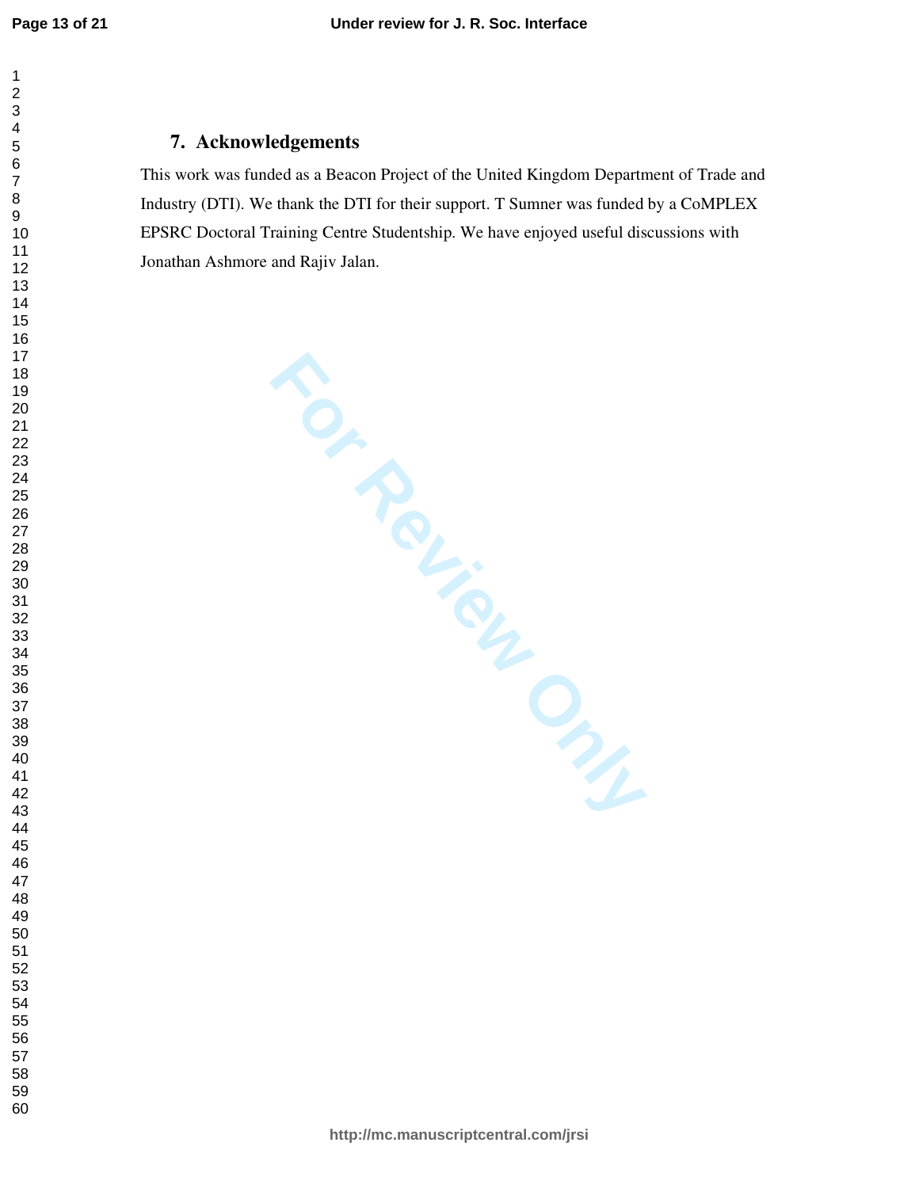## 7. Acknowledgements

This work was funded as a Beacon Project of the United Kingdom Department of Trade and Industry (DTI). We thank the DTI for their support. T Sumner was funded by a CoMPLEX EPSRC Doctoral Training Centre Studentship. We have enjoyed useful discussions with Jonathan Ashmore and Rajiv Jalan.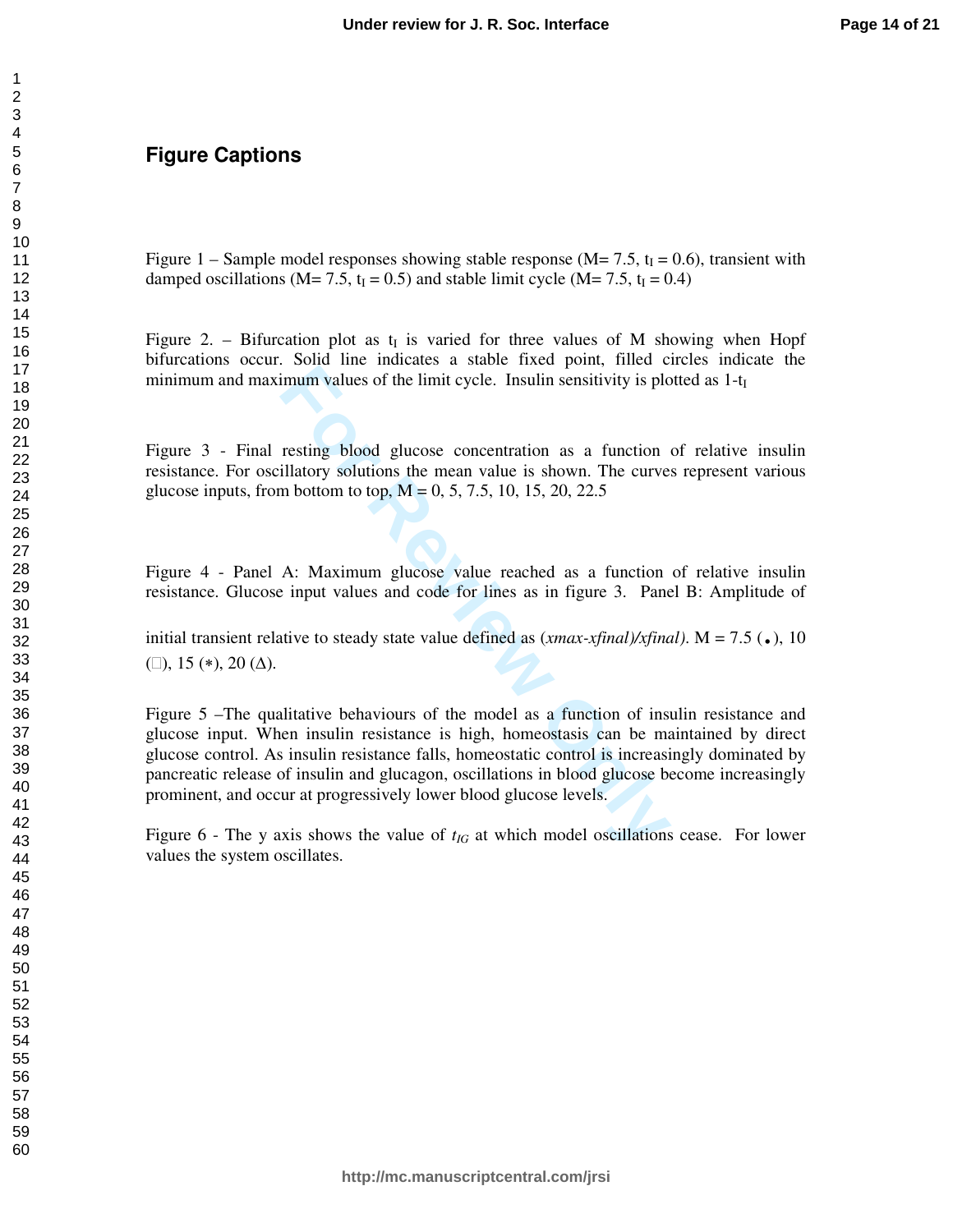## Figure Captions

Figure 1 – Sample model responses showing stable response (M= 7.5, $t_I = 0.6$), transient with damped oscillations (M= 7.5, $t_I = 0.5$) and stable limit cycle (M= 7.5, $t_I = 0.4$)

Figure 2. – Bifurcation plot as $t_I$ is varied for three values of M showing when Hopf bifurcations occur. Solid line indicates a stable fixed point, filled circles indicate the minimum and maximum values of the limit cycle. Insulin sensitivity is plotted as $1-t_I$

Figure 3 - Final resting blood glucose concentration as a function of relative insulin resistance. For oscillatory solutions the mean value is shown. The curves represent various glucose inputs, from bottom to top, M = 0, 5, 7.5, 10, 15, 20, 22.5

Figure 4 - Panel A: Maximum glucose value reached as a function of relative insulin resistance. Glucose input values and code for lines as in figure 3. Panel B: Amplitude of initial transient relative to steady state value defined as *(xmax-xfinal)/xfinal)*. M = 7.5 (•), 10 (□), 15 (∗), 20 (Δ).

Figure 5 –The qualitative behaviours of the model as a function of insulin resistance and glucose input. When insulin resistance is high, homeostasis can be maintained by direct glucose control. As insulin resistance falls, homeostatic control is increasingly dominated by pancreatic release of insulin and glucagon, oscillations in blood glucose become increasingly prominent, and occur at progressively lower blood glucose levels.

Figure 6 - The y axis shows the value of $t_{IG}$ at which model oscillations cease. For lower values the system oscillates.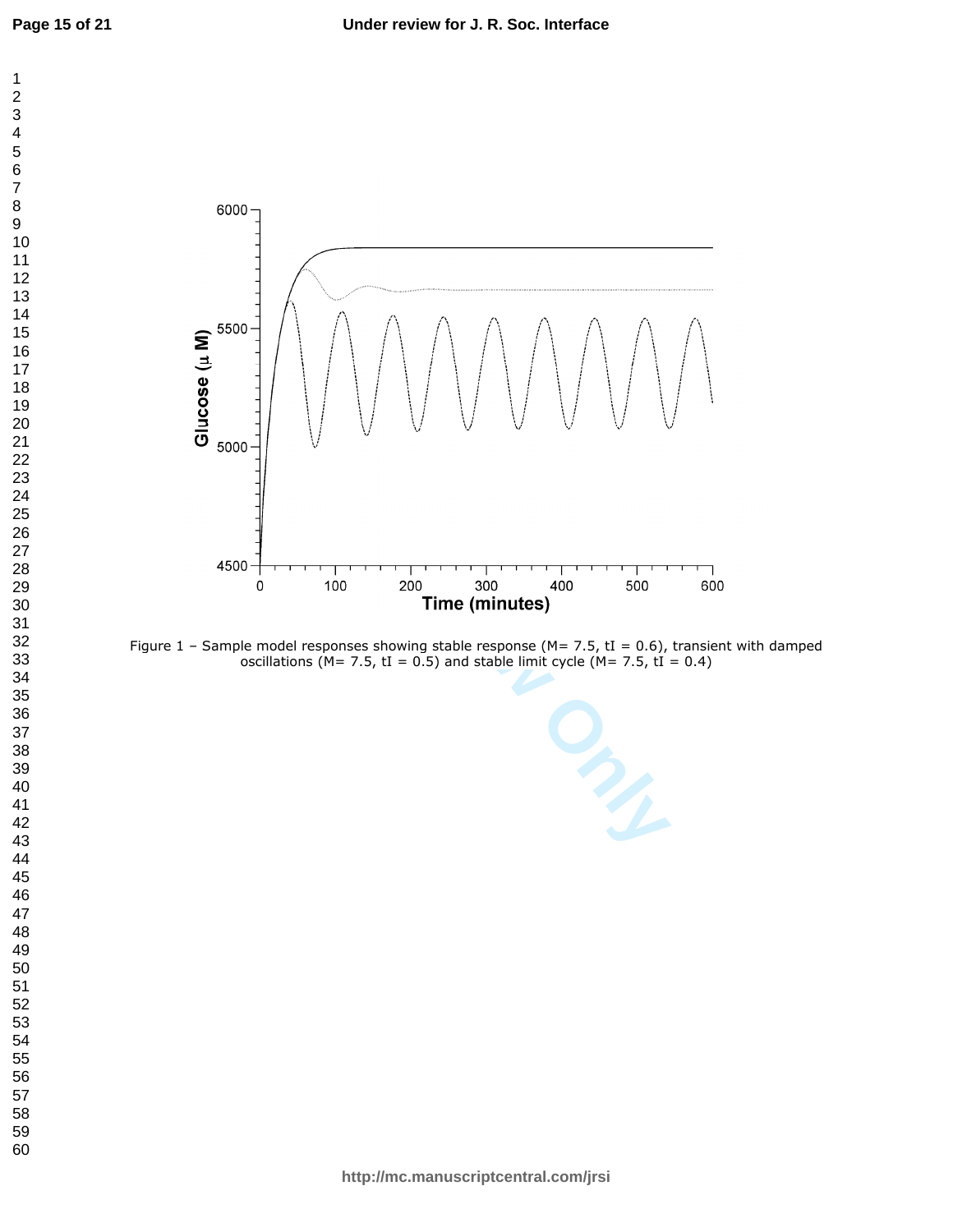Figure 1 – Sample model responses showing stable response (M= 7.5, tI = 0.6), transient with damped oscillations (M= 7.5, tI = 0.5) and stable limit cycle (M= 7.5, tI = 0.4)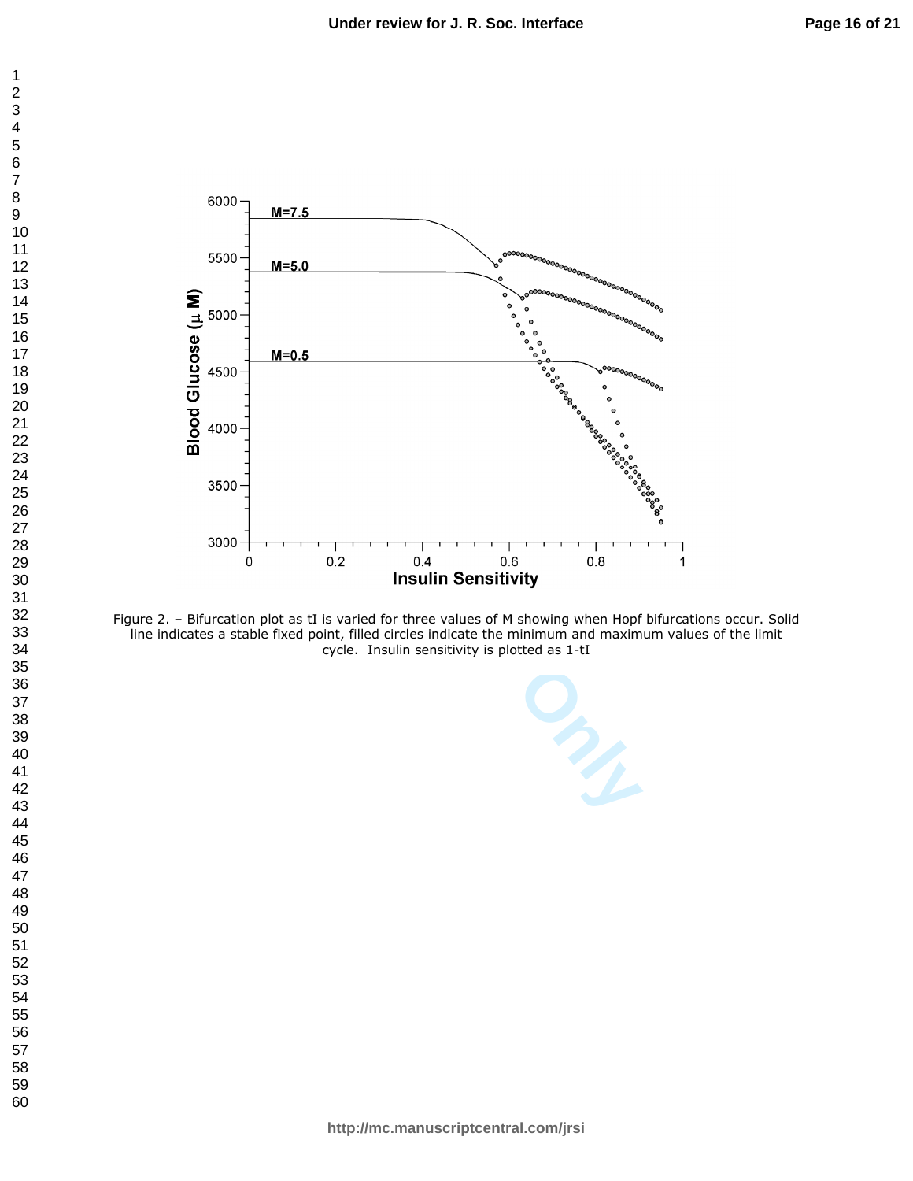Figure 2. – Bifurcation plot as tI is varied for three values of M showing when Hopf bifurcations occur. Solid line indicates a stable fixed point, filled circles indicate the minimum and maximum values of the limit cycle. Insulin sensitivity is plotted as 1-tI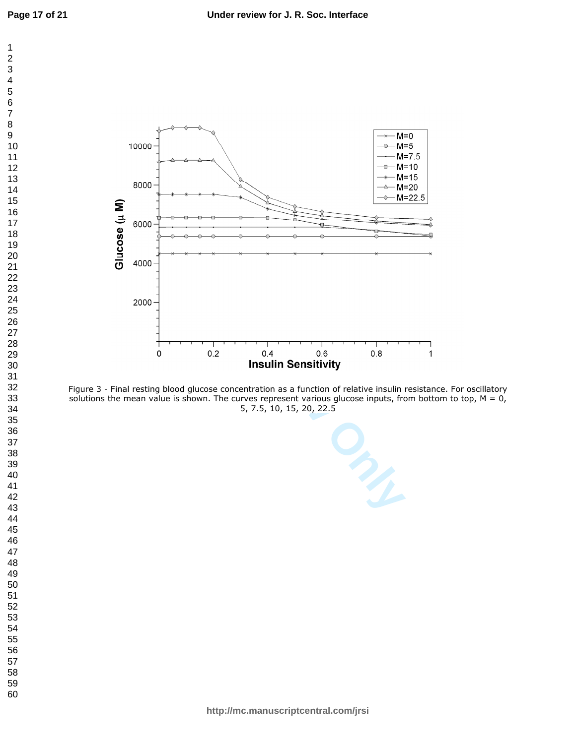Figure 3 - Final resting blood glucose concentration as a function of relative insulin resistance. For oscillatory solutions the mean value is shown. The curves represent various glucose inputs, from bottom to top, M = 0, 5, 7.5, 10, 15, 20, 22.5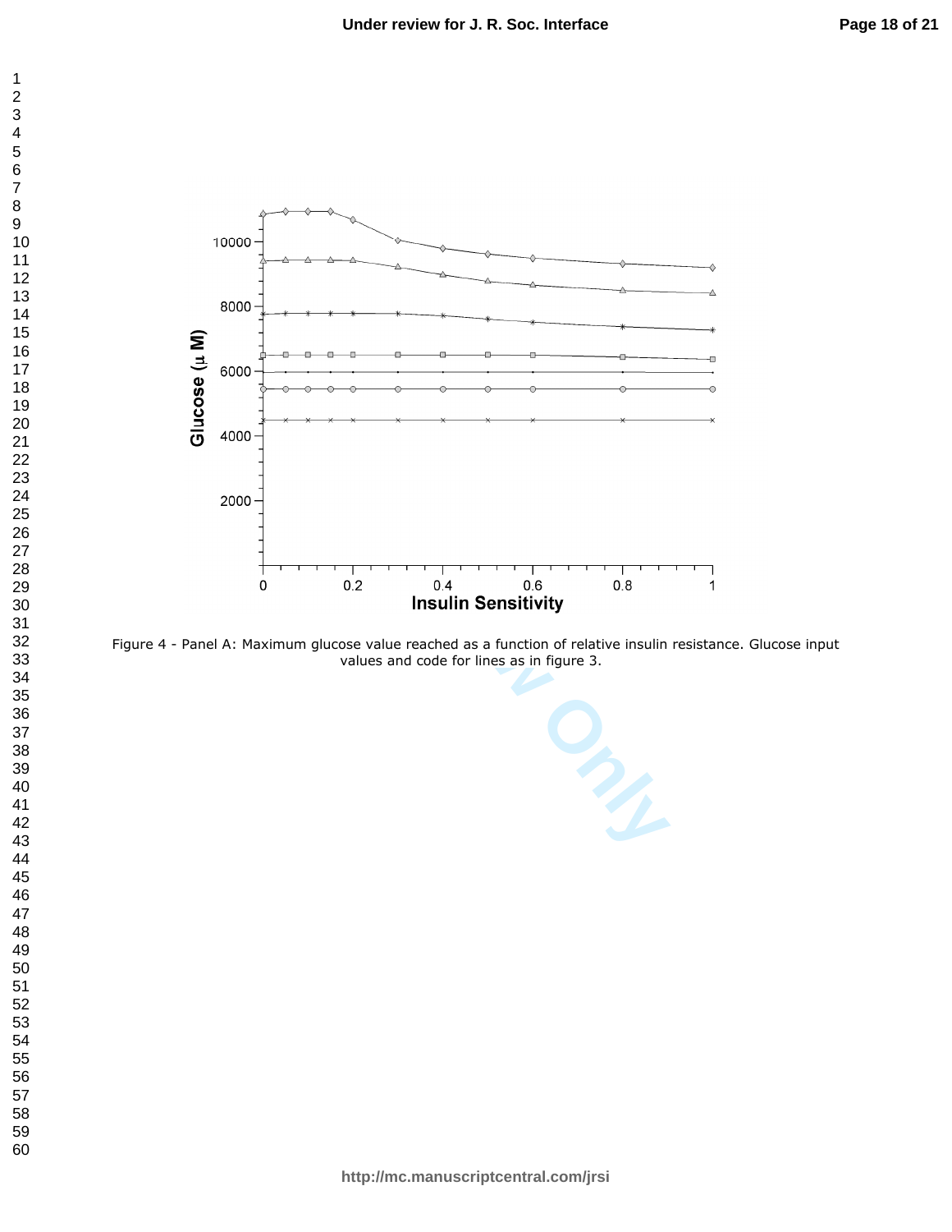Figure 4 - Panel A: Maximum glucose value reached as a function of relative insulin resistance. Glucose input values and code for lines as in figure 3.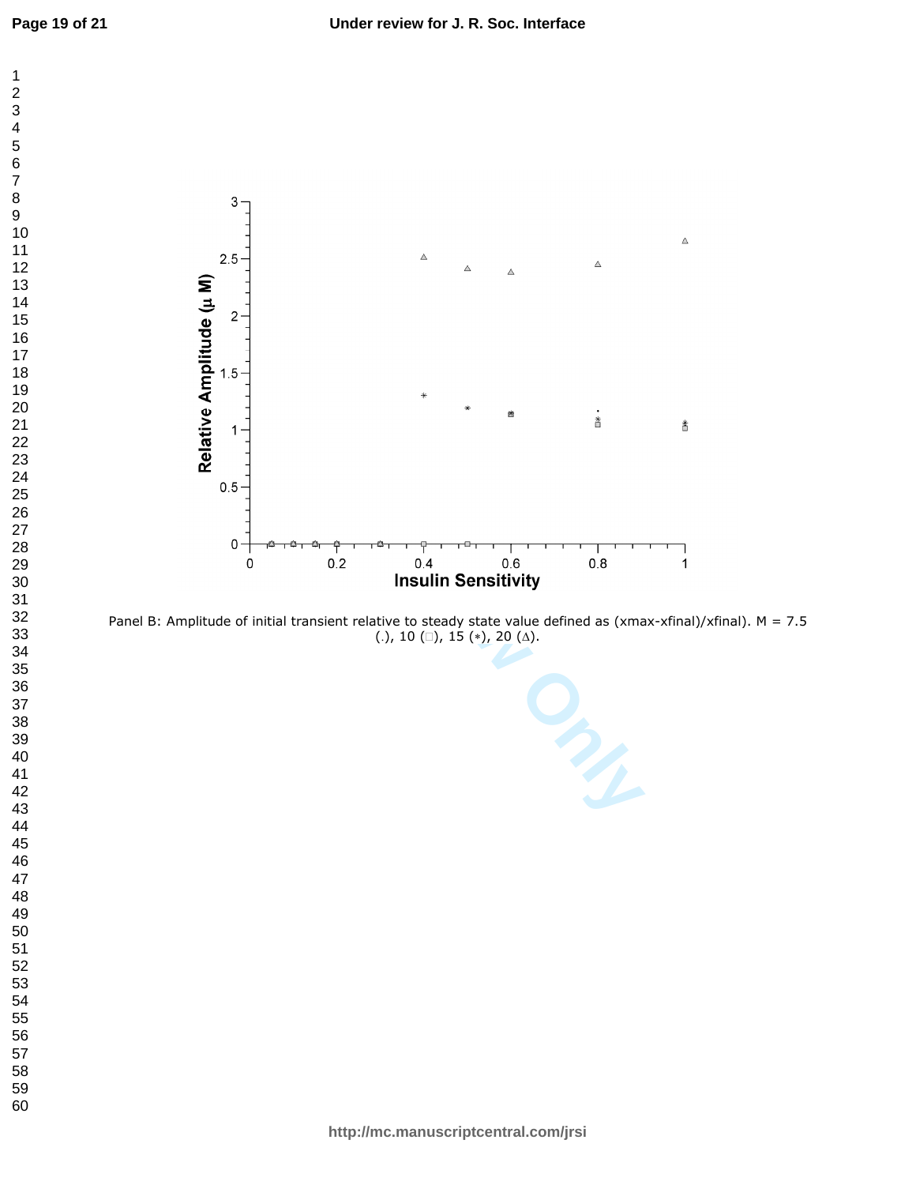Panel B: Amplitude of initial transient relative to steady state value defined as (xmax-xfinal)/xfinal). M = 7.5 (.), 10 (□), 15 (∗), 20 (Δ).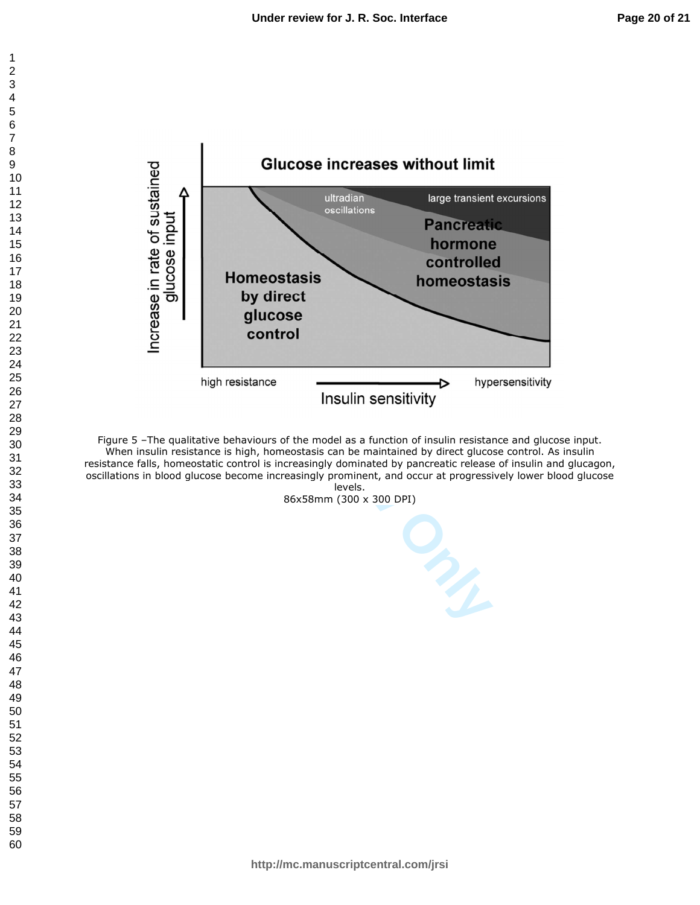Figure 5 –The qualitative behaviours of the model as a function of insulin resistance and glucose input. When insulin resistance is high, homeostasis can be maintained by direct glucose control. As insulin resistance falls, homeostatic control is increasingly dominated by pancreatic release of insulin and glucagon, oscillations in blood glucose become increasingly prominent, and occur at progressively lower blood glucose levels.

86x58mm (300 x 300 DPI)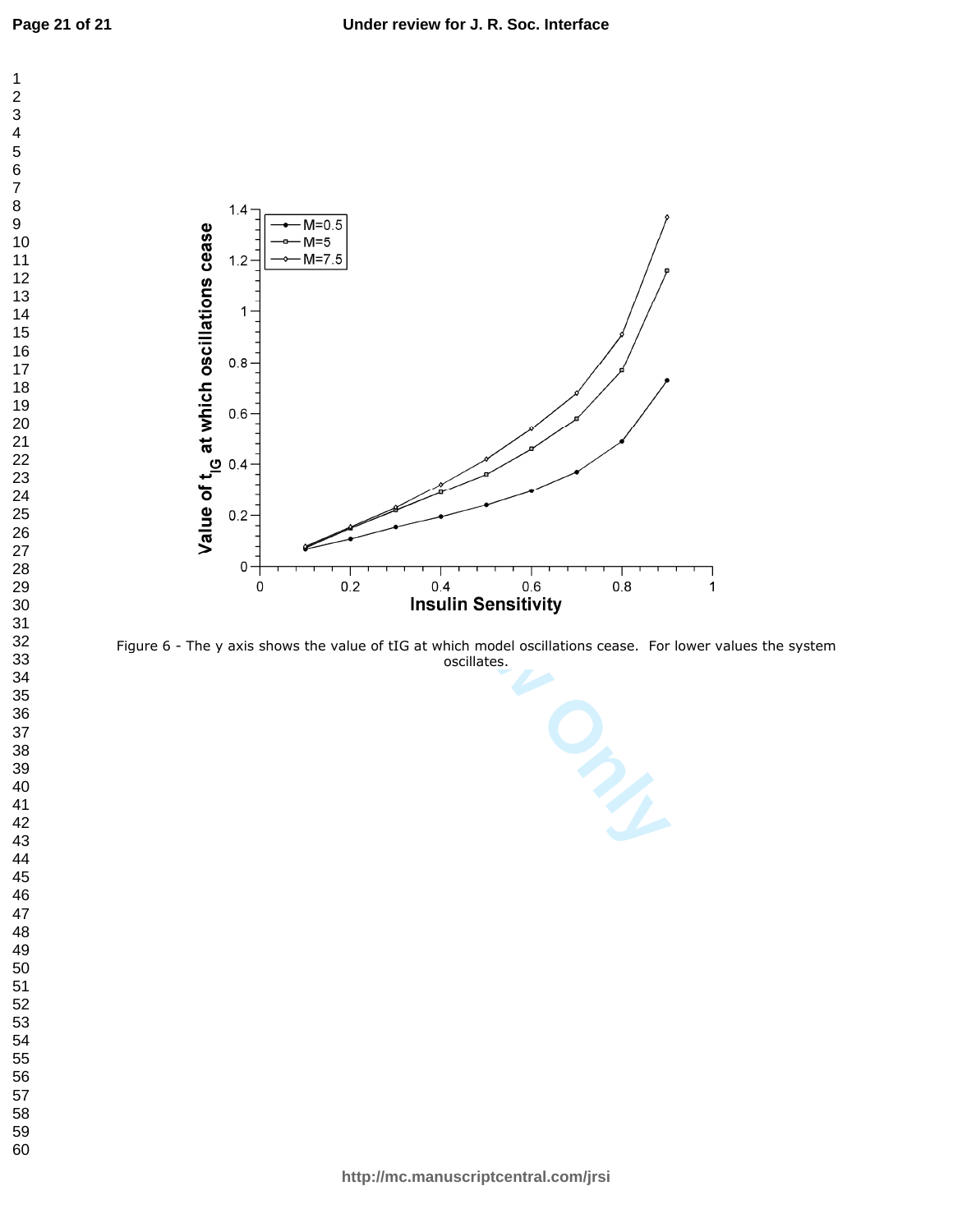1.4
1.2
1
0.8
0.6
0.4
0.2
0

0
0.2
0.4
0.6
0.8
1

M=0.5
M=5
M=7.5

Value of $t_{IG}$ at which oscillations cease

Insulin Sensitivity

Figure 6 - The y axis shows the value of tIG at which model oscillations cease. For lower values the system oscillates.